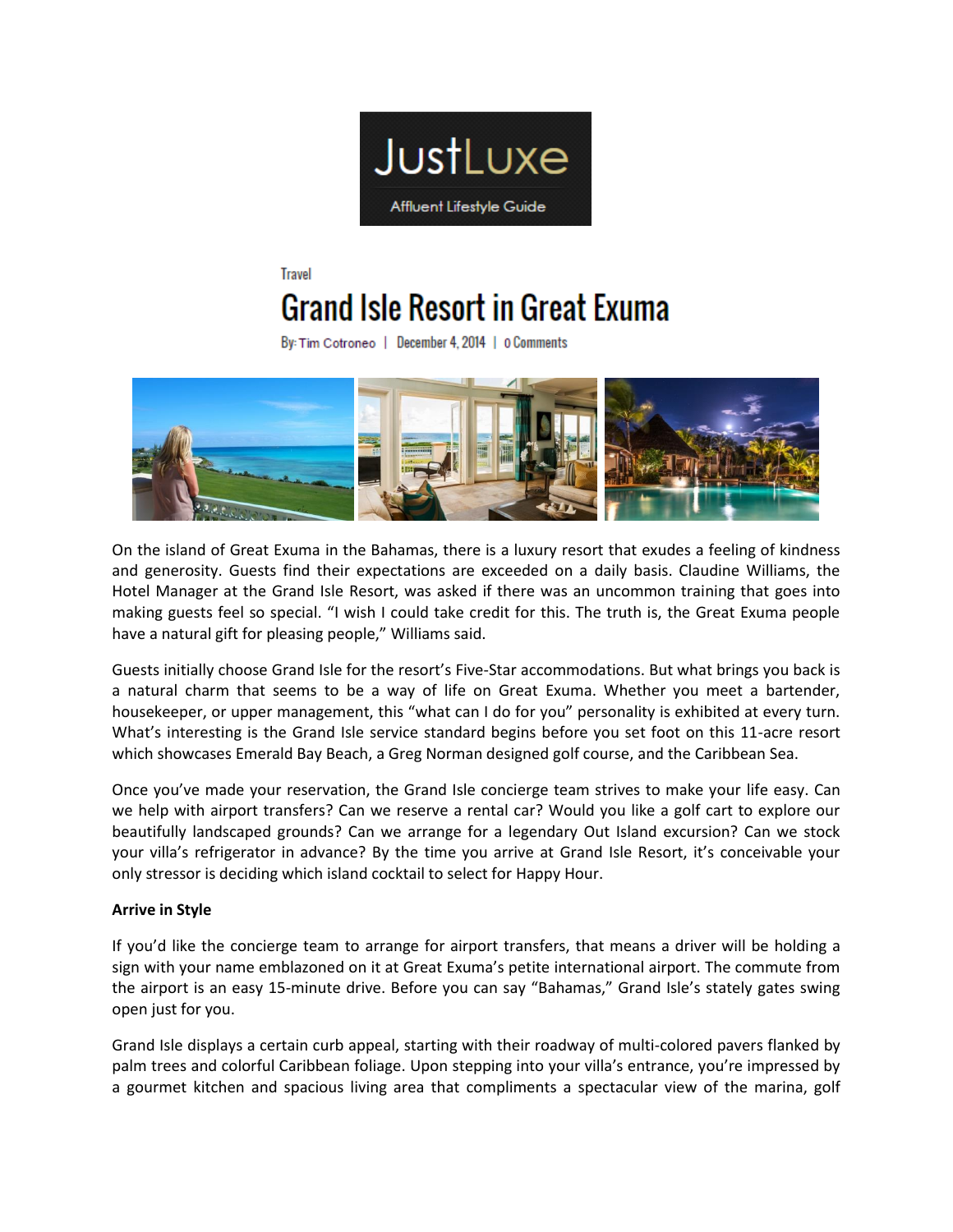JustLuxe

Affluent Lifestyle Guide

Travel

# Grand Isle Resort in Great Exuma

By: Tim Cotroneo | December 4, 2014 | 0 Comments

On the island of Great Exuma in the Bahamas, there is a luxury resort that exudes a feeling of kindness and generosity. Guests find their expectations are exceeded on a daily basis. Claudine Williams, the Hotel Manager at the Grand Isle Resort, was asked if there was an uncommon training that goes into making guests feel so special. "I wish I could take credit for this. The truth is, the Great Exuma people have a natural gift for pleasing people," Williams said.

Guests initially choose Grand Isle for the resort's Five-Star accommodations. But what brings you back is a natural charm that seems to be a way of life on Great Exuma. Whether you meet a bartender, housekeeper, or upper management, this "what can I do for you" personality is exhibited at every turn. What's interesting is the Grand Isle service standard begins before you set foot on this 11-acre resort which showcases Emerald Bay Beach, a Greg Norman designed golf course, and the Caribbean Sea.

Once you've made your reservation, the Grand Isle concierge team strives to make your life easy. Can we help with airport transfers? Can we reserve a rental car? Would you like a golf cart to explore our beautifully landscaped grounds? Can we arrange for a legendary Out Island excursion? Can we stock your villa's refrigerator in advance? By the time you arrive at Grand Isle Resort, it's conceivable your only stressor is deciding which island cocktail to select for Happy Hour.

**Arrive in Style**

If you'd like the concierge team to arrange for airport transfers, that means a driver will be holding a sign with your name emblazoned on it at Great Exuma's petite international airport. The commute from the airport is an easy 15-minute drive. Before you can say "Bahamas," Grand Isle's stately gates swing open just for you.

Grand Isle displays a certain curb appeal, starting with their roadway of multi-colored pavers flanked by palm trees and colorful Caribbean foliage. Upon stepping into your villa's entrance, you're impressed by a gourmet kitchen and spacious living area that compliments a spectacular view of the marina, golf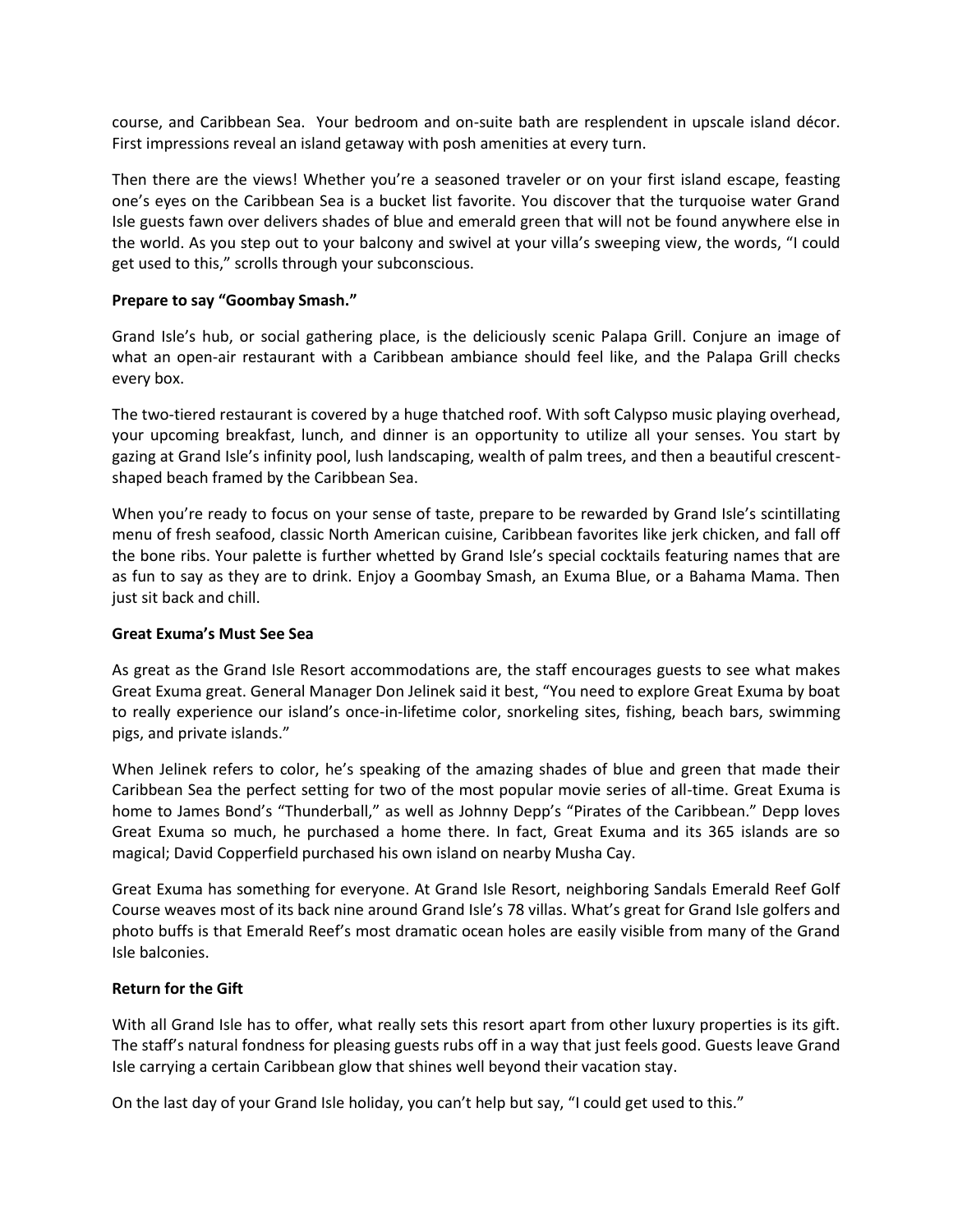course, and Caribbean Sea. Your bedroom and on-suite bath are resplendent in upscale island décor. First impressions reveal an island getaway with posh amenities at every turn.

Then there are the views! Whether you're a seasoned traveler or on your first island escape, feasting one's eyes on the Caribbean Sea is a bucket list favorite. You discover that the turquoise water Grand Isle guests fawn over delivers shades of blue and emerald green that will not be found anywhere else in the world. As you step out to your balcony and swivel at your villa's sweeping view, the words, "I could get used to this," scrolls through your subconscious.

**Prepare to say "Goombay Smash."**

Grand Isle's hub, or social gathering place, is the deliciously scenic Palapa Grill. Conjure an image of what an open-air restaurant with a Caribbean ambiance should feel like, and the Palapa Grill checks every box.

The two-tiered restaurant is covered by a huge thatched roof. With soft Calypso music playing overhead, your upcoming breakfast, lunch, and dinner is an opportunity to utilize all your senses. You start by gazing at Grand Isle's infinity pool, lush landscaping, wealth of palm trees, and then a beautiful crescent-shaped beach framed by the Caribbean Sea.

When you're ready to focus on your sense of taste, prepare to be rewarded by Grand Isle's scintillating menu of fresh seafood, classic North American cuisine, Caribbean favorites like jerk chicken, and fall off the bone ribs. Your palette is further whetted by Grand Isle's special cocktails featuring names that are as fun to say as they are to drink. Enjoy a Goombay Smash, an Exuma Blue, or a Bahama Mama. Then just sit back and chill.

**Great Exuma's Must See Sea**

As great as the Grand Isle Resort accommodations are, the staff encourages guests to see what makes Great Exuma great. General Manager Don Jelinek said it best, "You need to explore Great Exuma by boat to really experience our island's once-in-lifetime color, snorkeling sites, fishing, beach bars, swimming pigs, and private islands."

When Jelinek refers to color, he's speaking of the amazing shades of blue and green that made their Caribbean Sea the perfect setting for two of the most popular movie series of all-time. Great Exuma is home to James Bond's "Thunderball," as well as Johnny Depp's "Pirates of the Caribbean." Depp loves Great Exuma so much, he purchased a home there. In fact, Great Exuma and its 365 islands are so magical; David Copperfield purchased his own island on nearby Musha Cay.

Great Exuma has something for everyone. At Grand Isle Resort, neighboring Sandals Emerald Reef Golf Course weaves most of its back nine around Grand Isle's 78 villas. What's great for Grand Isle golfers and photo buffs is that Emerald Reef's most dramatic ocean holes are easily visible from many of the Grand Isle balconies.

**Return for the Gift**

With all Grand Isle has to offer, what really sets this resort apart from other luxury properties is its gift. The staff's natural fondness for pleasing guests rubs off in a way that just feels good. Guests leave Grand Isle carrying a certain Caribbean glow that shines well beyond their vacation stay.

On the last day of your Grand Isle holiday, you can't help but say, "I could get used to this."